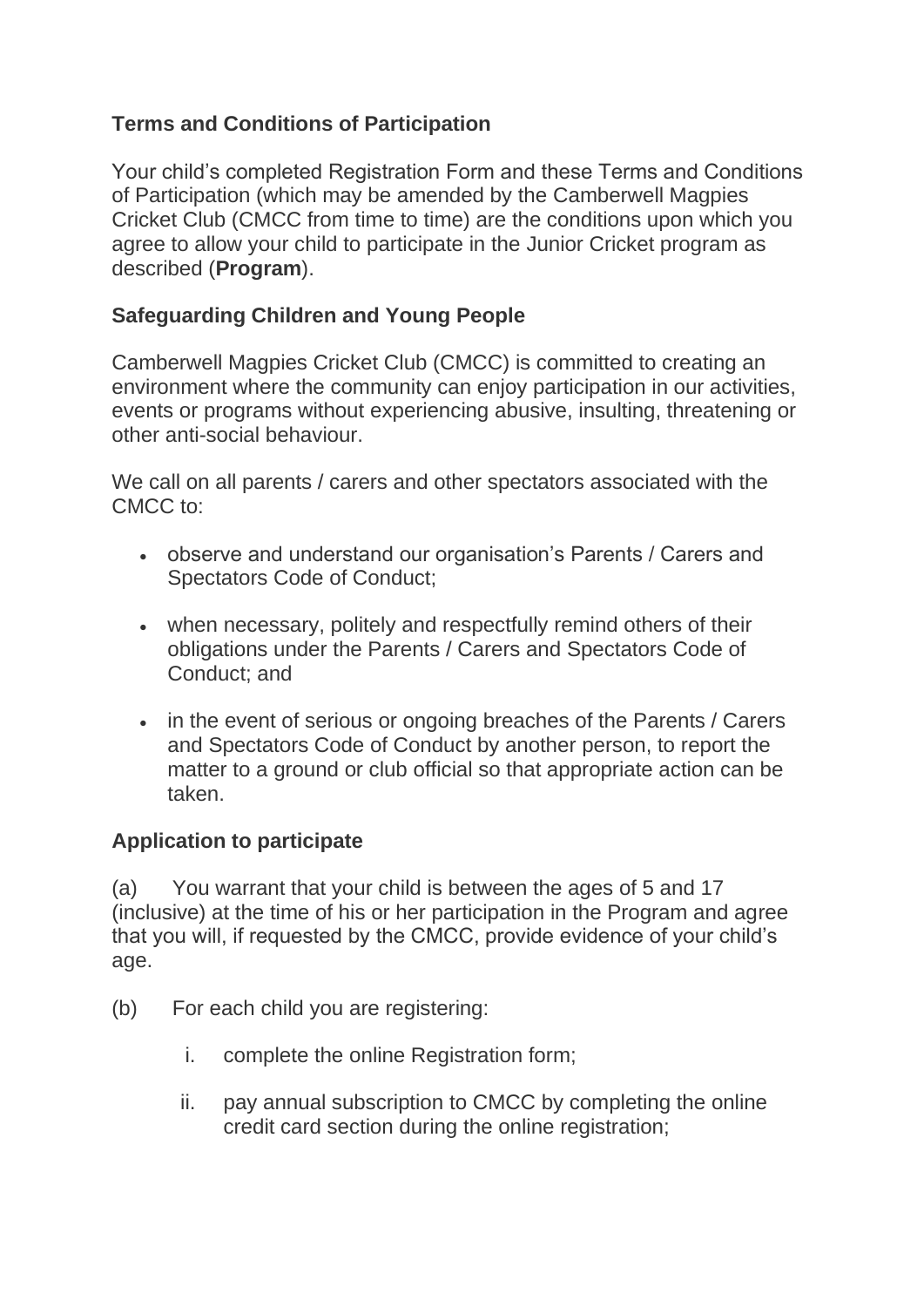## Terms and Conditions of Participation

Your child's completed Registration Form and these Terms and Conditions of Participation (which may be amended by the Camberwell Magpies Cricket Club (CMCC from time to time) are the conditions upon which you agree to allow your child to participate in the Junior Cricket program as described (**Program**).

## Safeguarding Children and Young People

Camberwell Magpies Cricket Club (CMCC) is committed to creating an environment where the community can enjoy participation in our activities, events or programs without experiencing abusive, insulting, threatening or other anti-social behaviour.

We call on all parents / carers and other spectators associated with the CMCC to:

- observe and understand our organisation's Parents / Carers and Spectators Code of Conduct;
- when necessary, politely and respectfully remind others of their obligations under the Parents / Carers and Spectators Code of Conduct; and
- in the event of serious or ongoing breaches of the Parents / Carers and Spectators Code of Conduct by another person, to report the matter to a ground or club official so that appropriate action can be taken.

## Application to participate

(a) You warrant that your child is between the ages of 5 and 17 (inclusive) at the time of his or her participation in the Program and agree that you will, if requested by the CMCC, provide evidence of your child's age.

(b) For each child you are registering:

   i. complete the online Registration form;

   ii. pay annual subscription to CMCC by completing the online credit card section during the online registration;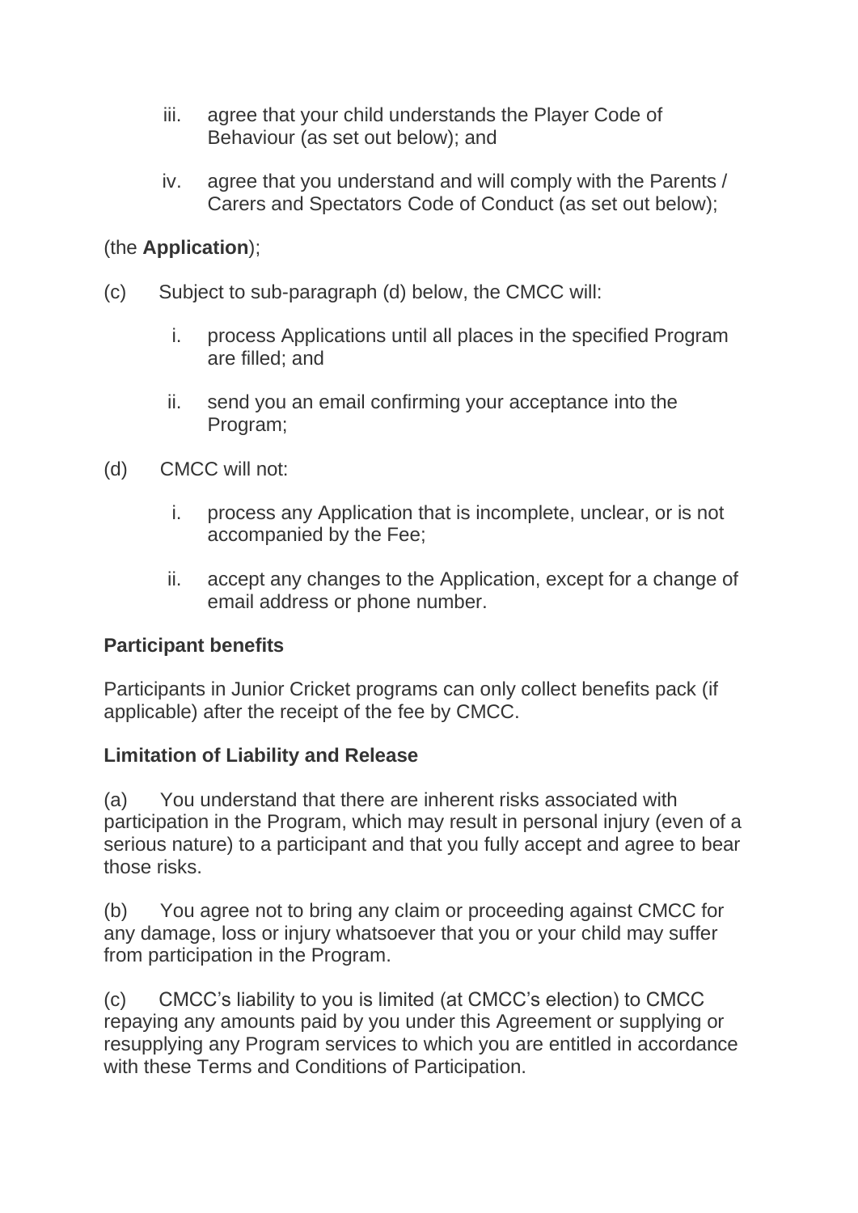iii. agree that your child understands the Player Code of Behaviour (as set out below); and

iv. agree that you understand and will comply with the Parents / Carers and Spectators Code of Conduct (as set out below);

(the **Application**);

(c) Subject to sub-paragraph (d) below, the CMCC will:

i. process Applications until all places in the specified Program are filled; and

ii. send you an email confirming your acceptance into the Program;

(d) CMCC will not:

i. process any Application that is incomplete, unclear, or is not accompanied by the Fee;

ii. accept any changes to the Application, except for a change of email address or phone number.

**Participant benefits**

Participants in Junior Cricket programs can only collect benefits pack (if applicable) after the receipt of the fee by CMCC.

**Limitation of Liability and Release**

(a) You understand that there are inherent risks associated with participation in the Program, which may result in personal injury (even of a serious nature) to a participant and that you fully accept and agree to bear those risks.

(b) You agree not to bring any claim or proceeding against CMCC for any damage, loss or injury whatsoever that you or your child may suffer from participation in the Program.

(c) CMCC's liability to you is limited (at CMCC's election) to CMCC repaying any amounts paid by you under this Agreement or supplying or resupplying any Program services to which you are entitled in accordance with these Terms and Conditions of Participation.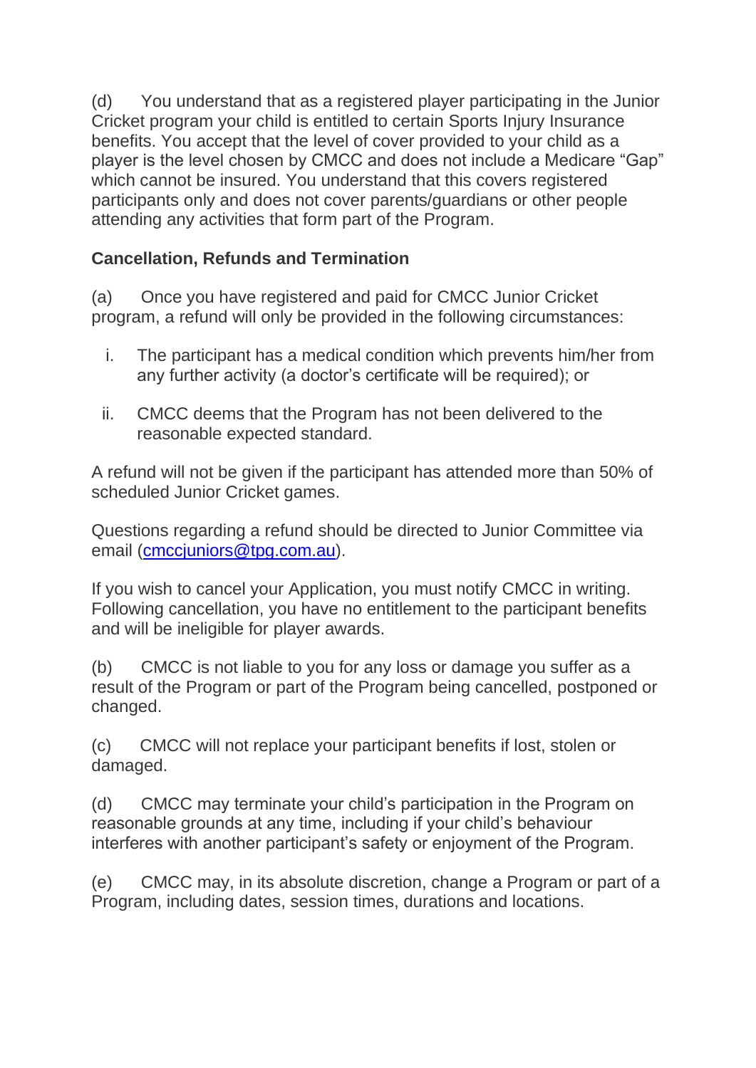(d) You understand that as a registered player participating in the Junior Cricket program your child is entitled to certain Sports Injury Insurance benefits. You accept that the level of cover provided to your child as a player is the level chosen by CMCC and does not include a Medicare "Gap" which cannot be insured. You understand that this covers registered participants only and does not cover parents/guardians or other people attending any activities that form part of the Program.

**Cancellation, Refunds and Termination**

(a) Once you have registered and paid for CMCC Junior Cricket program, a refund will only be provided in the following circumstances:

i. The participant has a medical condition which prevents him/her from any further activity (a doctor's certificate will be required); or

ii. CMCC deems that the Program has not been delivered to the reasonable expected standard.

A refund will not be given if the participant has attended more than 50% of scheduled Junior Cricket games.

Questions regarding a refund should be directed to Junior Committee via email (cmccjuniors@tpg.com.au).

If you wish to cancel your Application, you must notify CMCC in writing. Following cancellation, you have no entitlement to the participant benefits and will be ineligible for player awards.

(b) CMCC is not liable to you for any loss or damage you suffer as a result of the Program or part of the Program being cancelled, postponed or changed.

(c) CMCC will not replace your participant benefits if lost, stolen or damaged.

(d) CMCC may terminate your child's participation in the Program on reasonable grounds at any time, including if your child's behaviour interferes with another participant's safety or enjoyment of the Program.

(e) CMCC may, in its absolute discretion, change a Program or part of a Program, including dates, session times, durations and locations.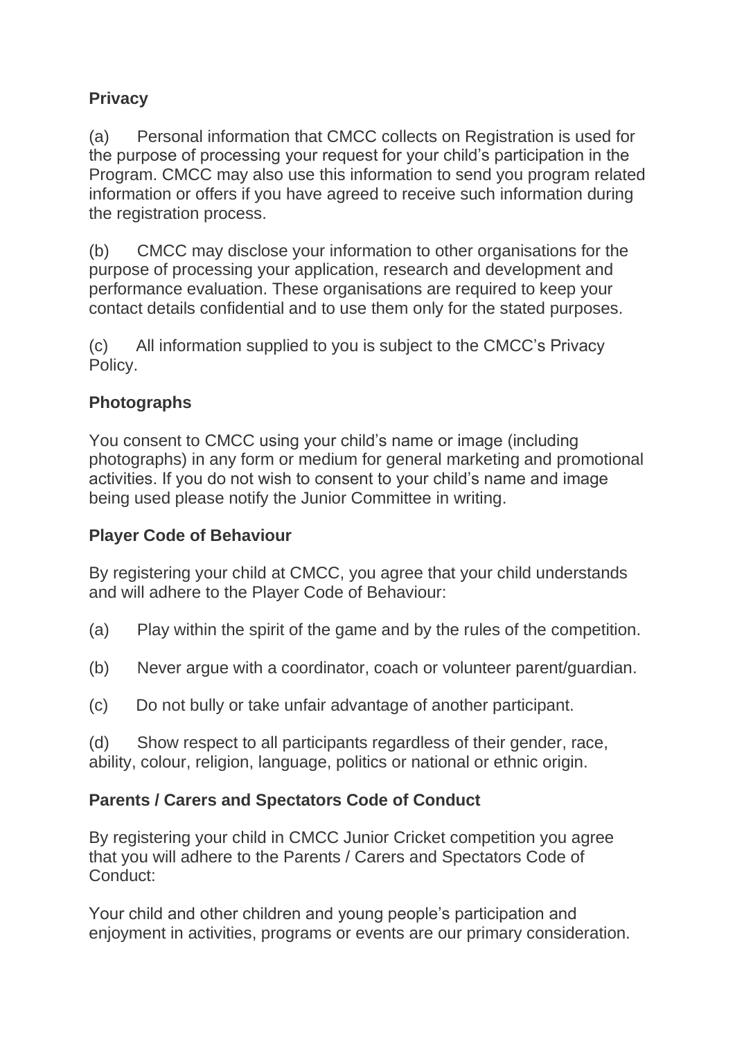**Privacy**

(a) Personal information that CMCC collects on Registration is used for the purpose of processing your request for your child's participation in the Program. CMCC may also use this information to send you program related information or offers if you have agreed to receive such information during the registration process.

(b) CMCC may disclose your information to other organisations for the purpose of processing your application, research and development and performance evaluation. These organisations are required to keep your contact details confidential and to use them only for the stated purposes.

(c) All information supplied to you is subject to the CMCC's Privacy Policy.

**Photographs**

You consent to CMCC using your child's name or image (including photographs) in any form or medium for general marketing and promotional activities. If you do not wish to consent to your child's name and image being used please notify the Junior Committee in writing.

**Player Code of Behaviour**

By registering your child at CMCC, you agree that your child understands and will adhere to the Player Code of Behaviour:

(a) Play within the spirit of the game and by the rules of the competition.

(b) Never argue with a coordinator, coach or volunteer parent/guardian.

(c) Do not bully or take unfair advantage of another participant.

(d) Show respect to all participants regardless of their gender, race, ability, colour, religion, language, politics or national or ethnic origin.

**Parents / Carers and Spectators Code of Conduct**

By registering your child in CMCC Junior Cricket competition you agree that you will adhere to the Parents / Carers and Spectators Code of Conduct:

Your child and other children and young people's participation and enjoyment in activities, programs or events are our primary consideration.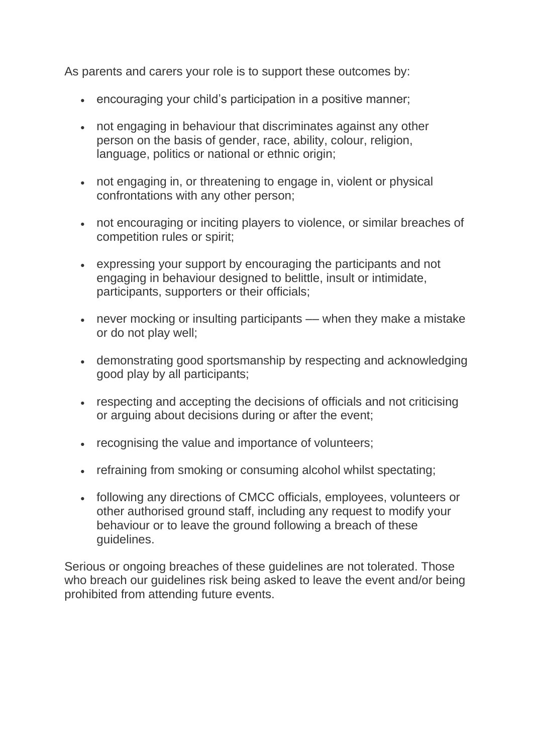As parents and carers your role is to support these outcomes by:

- encouraging your child's participation in a positive manner;
- not engaging in behaviour that discriminates against any other person on the basis of gender, race, ability, colour, religion, language, politics or national or ethnic origin;
- not engaging in, or threatening to engage in, violent or physical confrontations with any other person;
- not encouraging or inciting players to violence, or similar breaches of competition rules or spirit;
- expressing your support by encouraging the participants and not engaging in behaviour designed to belittle, insult or intimidate, participants, supporters or their officials;
- never mocking or insulting participants — when they make a mistake or do not play well;
- demonstrating good sportsmanship by respecting and acknowledging good play by all participants;
- respecting and accepting the decisions of officials and not criticising or arguing about decisions during or after the event;
- recognising the value and importance of volunteers;
- refraining from smoking or consuming alcohol whilst spectating;
- following any directions of CMCC officials, employees, volunteers or other authorised ground staff, including any request to modify your behaviour or to leave the ground following a breach of these guidelines.

Serious or ongoing breaches of these guidelines are not tolerated. Those who breach our guidelines risk being asked to leave the event and/or being prohibited from attending future events.